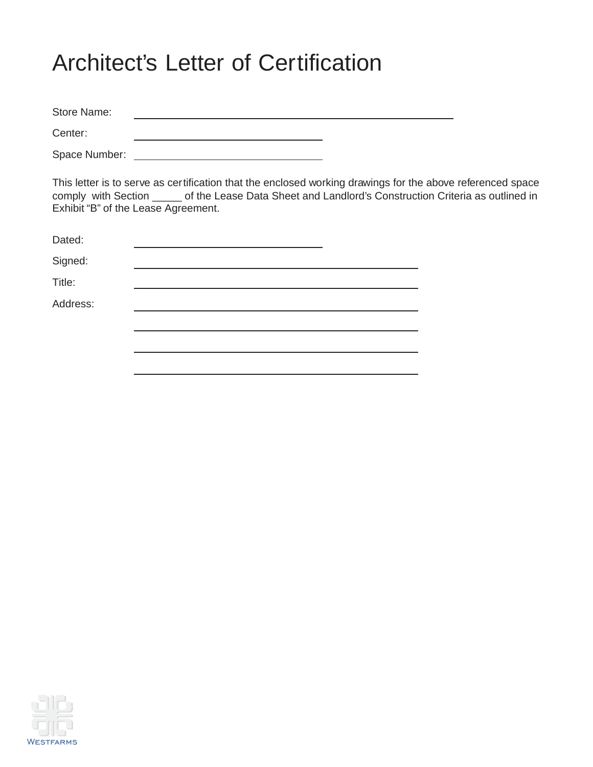# Architect's Letter of Certification

Store Name: ______________________________________________

Center: ____________________________

Space Number: ____________________________

This letter is to serve as certification that the enclosed working drawings for the above referenced space comply with Section _____ of the Lease Data Sheet and Landlord's Construction Criteria as outlined in Exhibit "B" of the Lease Agreement.

Dated: ____________________________

Signed: ________________________________________

Title: ________________________________________

Address: ________________________________________

________________________________________

________________________________________

________________________________________

Westfarms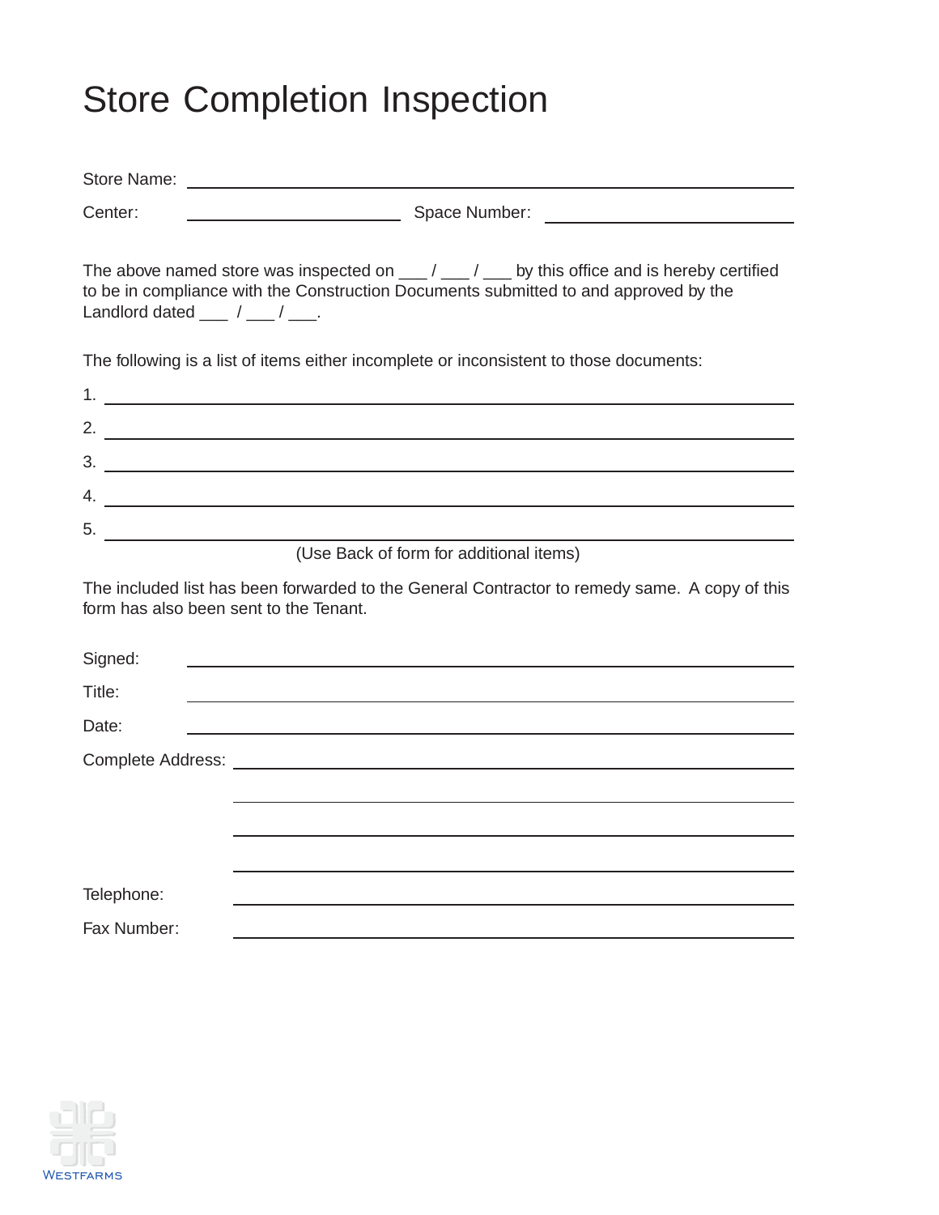# Store Completion Inspection

Store Name: ______________________________________________

Center: ____________________ Space Number: ____________________

The above named store was inspected on ___ / ___ / ___ by this office and is hereby certified to be in compliance with the Construction Documents submitted to and approved by the Landlord dated ___ / ___ / ___.

The following is a list of items either incomplete or inconsistent to those documents:

1. ______________________________________________
2. ______________________________________________
3. ______________________________________________
4. ______________________________________________
5. ______________________________________________

(Use Back of form for additional items)

The included list has been forwarded to the General Contractor to remedy same. A copy of this form has also been sent to the Tenant.

Signed: ______________________________________________

Title: ______________________________________________

Date: ______________________________________________

Complete Address: ______________________________________________

______________________________________________

______________________________________________

______________________________________________

Telephone: ______________________________________________

Fax Number: ______________________________________________

Westfarms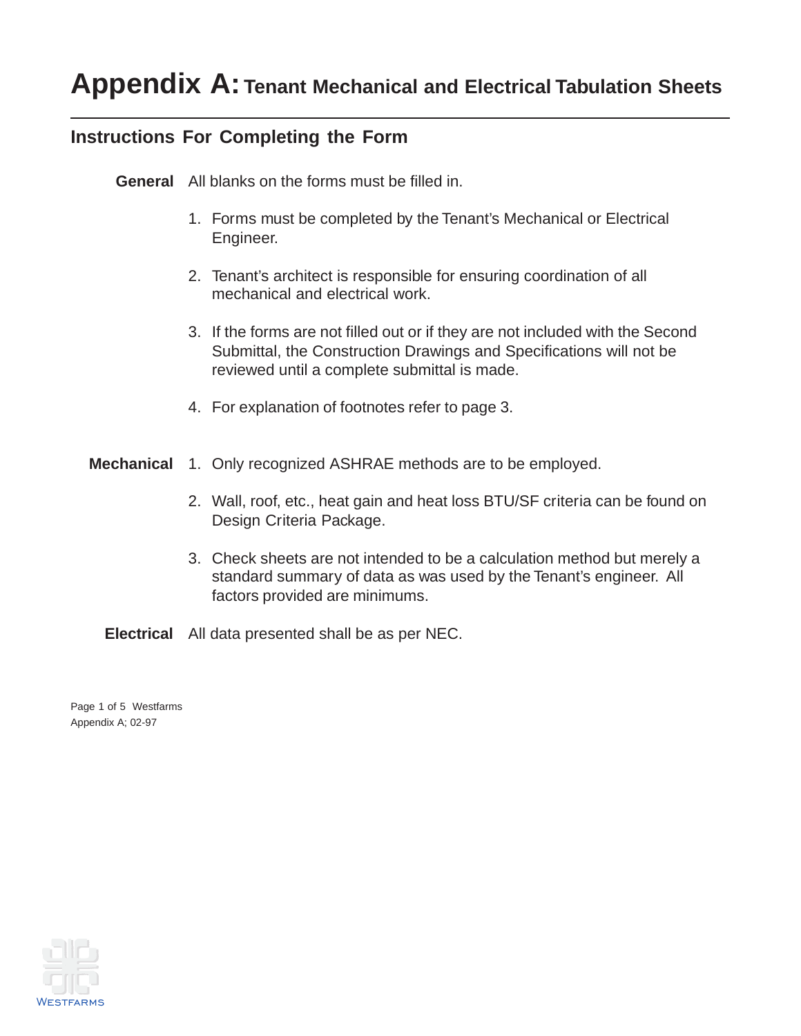# Appendix A: Tenant Mechanical and Electrical Tabulation Sheets

## Instructions For Completing the Form

**General** All blanks on the forms must be filled in.

1. Forms must be completed by the Tenant's Mechanical or Electrical Engineer.
2. Tenant's architect is responsible for ensuring coordination of all mechanical and electrical work.
3. If the forms are not filled out or if they are not included with the Second Submittal, the Construction Drawings and Specifications will not be reviewed until a complete submittal is made.
4. For explanation of footnotes refer to page 3.

**Mechanical**

1. Only recognized ASHRAE methods are to be employed.
2. Wall, roof, etc., heat gain and heat loss BTU/SF criteria can be found on Design Criteria Package.
3. Check sheets are not intended to be a calculation method but merely a standard summary of data as was used by the Tenant's engineer. All factors provided are minimums.

**Electrical** All data presented shall be as per NEC.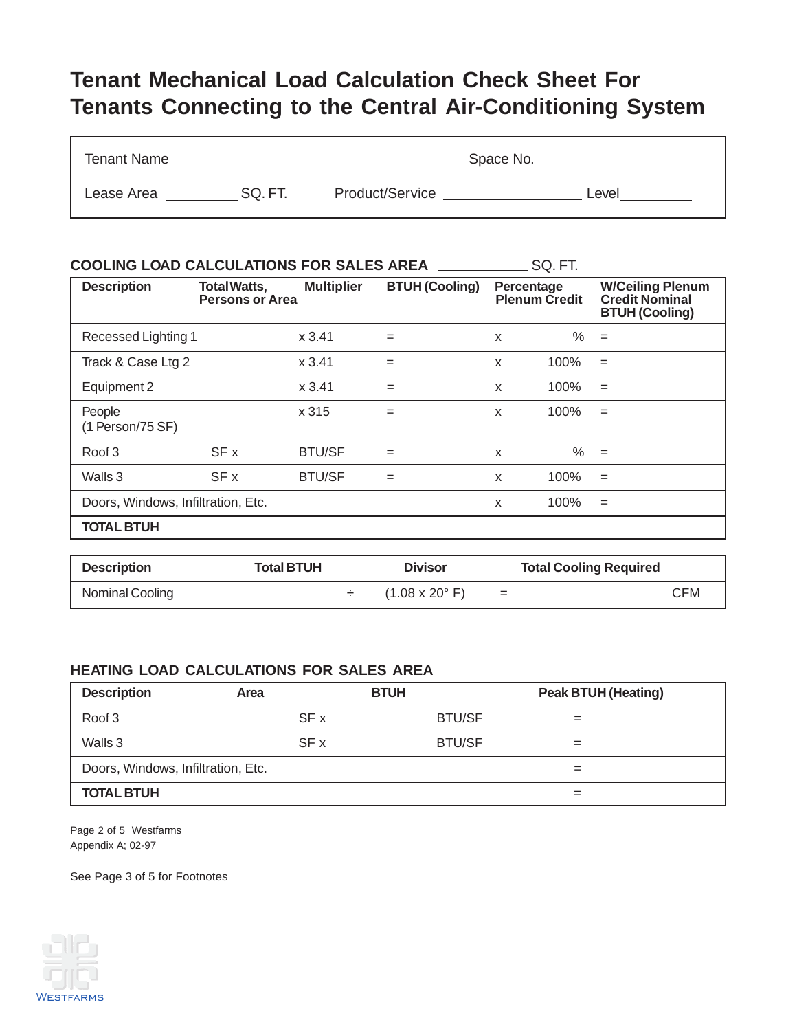# Tenant Mechanical Load Calculation Check Sheet For Tenants Connecting to the Central Air-Conditioning System

Tenant Name ____________________________ Space No. ______________

Lease Area ________ SQ. FT. Product/Service ____________ Level ________

## COOLING LOAD CALCULATIONS FOR SALES AREA ________ SQ. FT.

| Description | Total Watts, Persons or Area | Multiplier | BTUH (Cooling) | Percentage Plenum Credit | | W/Ceiling Plenum Credit Nominal BTUH (Cooling) |
|---|---|---|---|---|---|---|
| Recessed Lighting 1 | | x 3.41 | = | x | % | = |
| Track & Case Ltg 2 | | x 3.41 | = | x | 100% | = |
| Equipment 2 | | x 3.41 | = | x | 100% | = |
| People (1 Person/75 SF) | | x 315 | = | x | 100% | = |
| Roof 3 | SF x | BTU/SF | = | x | % | = |
| Walls 3 | SF x | BTU/SF | = | x | 100% | = |
| Doors, Windows, Infiltration, Etc. | | | | x | 100% | = |
| **TOTAL BTUH** | | | | | | |

| Description | Total BTUH | | Divisor | | Total Cooling Required |
|---|---|---|---|---|---|
| Nominal Cooling | | ÷ | (1.08 x 20° F) | = | CFM |

## HEATING LOAD CALCULATIONS FOR SALES AREA

| Description | Area | | BTUH | | Peak BTUH (Heating) |
|---|---|---|---|---|---|
| Roof 3 | | SF x | | BTU/SF | = |
| Walls 3 | | SF x | | BTU/SF | = |
| Doors, Windows, Infiltration, Etc. | | | | | = |
| **TOTAL BTUH** | | | | | = |

Westfarms
Appendix A; 02-97

See Page 3 of 5 for Footnotes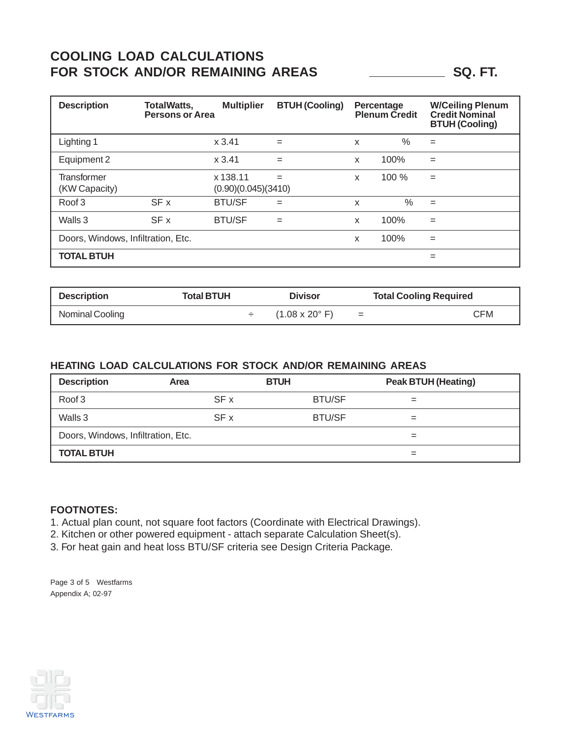# COOLING LOAD CALCULATIONS FOR STOCK AND/OR REMAINING AREAS

\_\_\_\_\_\_\_\_\_\_\_\_ SQ. FT.

| Description | TotalWatts, Persons or Area | Multiplier | BTUH (Cooling) | Percentage Plenum Credit | | W/Ceiling Plenum Credit Nominal BTUH (Cooling) |
|---|---|---|---|---|---|---|
| Lighting 1 | | x 3.41 | = | x | % | = |
| Equipment 2 | | x 3.41 | = | x | 100% | = |
| Transformer (KW Capacity) | | x 138.11 (0.90)(0.045)(3410) | = | x | 100 % | = |
| Roof 3 | SF x | BTU/SF | = | x | % | = |
| Walls 3 | SF x | BTU/SF | = | x | 100% | = |
| Doors, Windows, Infiltration, Etc. | | | | x | 100% | = |
| **TOTAL BTUH** | | | | | | = |

| Description | Total BTUH | | Divisor | | Total Cooling Required |
|---|---|---|---|---|---|
| Nominal Cooling | | ÷ | (1.08 x 20° F) | = | CFM |

## HEATING LOAD CALCULATIONS FOR STOCK AND/OR REMAINING AREAS

| Description | Area | BTUH | Peak BTUH (Heating) |
|---|---|---|---|
| Roof 3 | SF x | BTU/SF | = |
| Walls 3 | SF x | BTU/SF | = |
| Doors, Windows, Infiltration, Etc. | | | = |
| **TOTAL BTUH** | | | = |

**FOOTNOTES:**

1. Actual plan count, not square foot factors (Coordinate with Electrical Drawings).
2. Kitchen or other powered equipment - attach separate Calculation Sheet(s).
3. For heat gain and heat loss BTU/SF criteria see Design Criteria Package.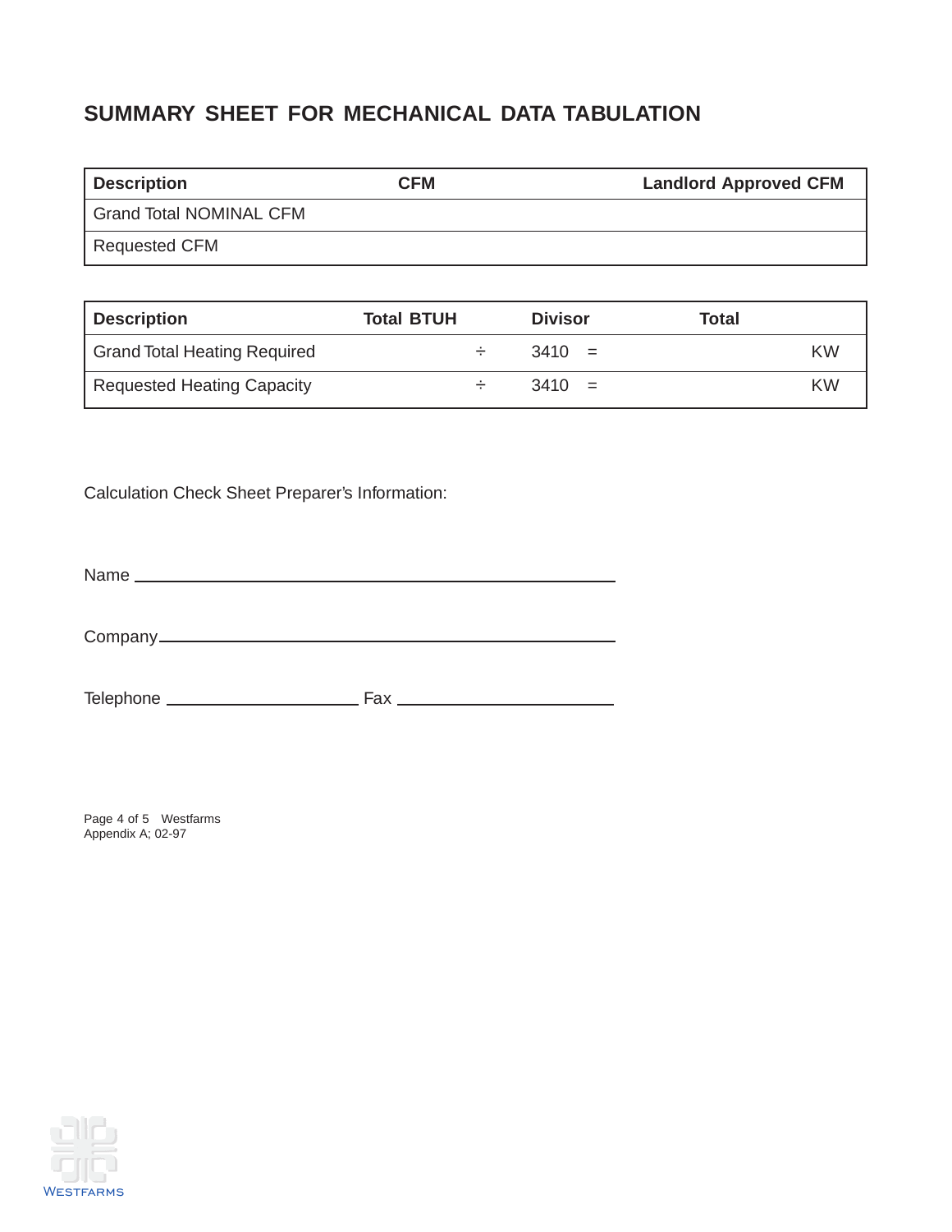## SUMMARY SHEET FOR MECHANICAL DATA TABULATION

| Description | CFM | Landlord Approved CFM |
|---|---|---|
| Grand Total NOMINAL CFM | | |
| Requested CFM | | |

| Description | Total BTUH | Divisor | Total |
|---|---|---|---|
| Grand Total Heating Required | ÷ | 3410 = | KW |
| Requested Heating Capacity | ÷ | 3410 = | KW |

Calculation Check Sheet Preparer's Information:

Name ______________________________________________

Company___________________________________________

Telephone ____________________ Fax ______________________

Appendix A; 02-97

WESTFARMS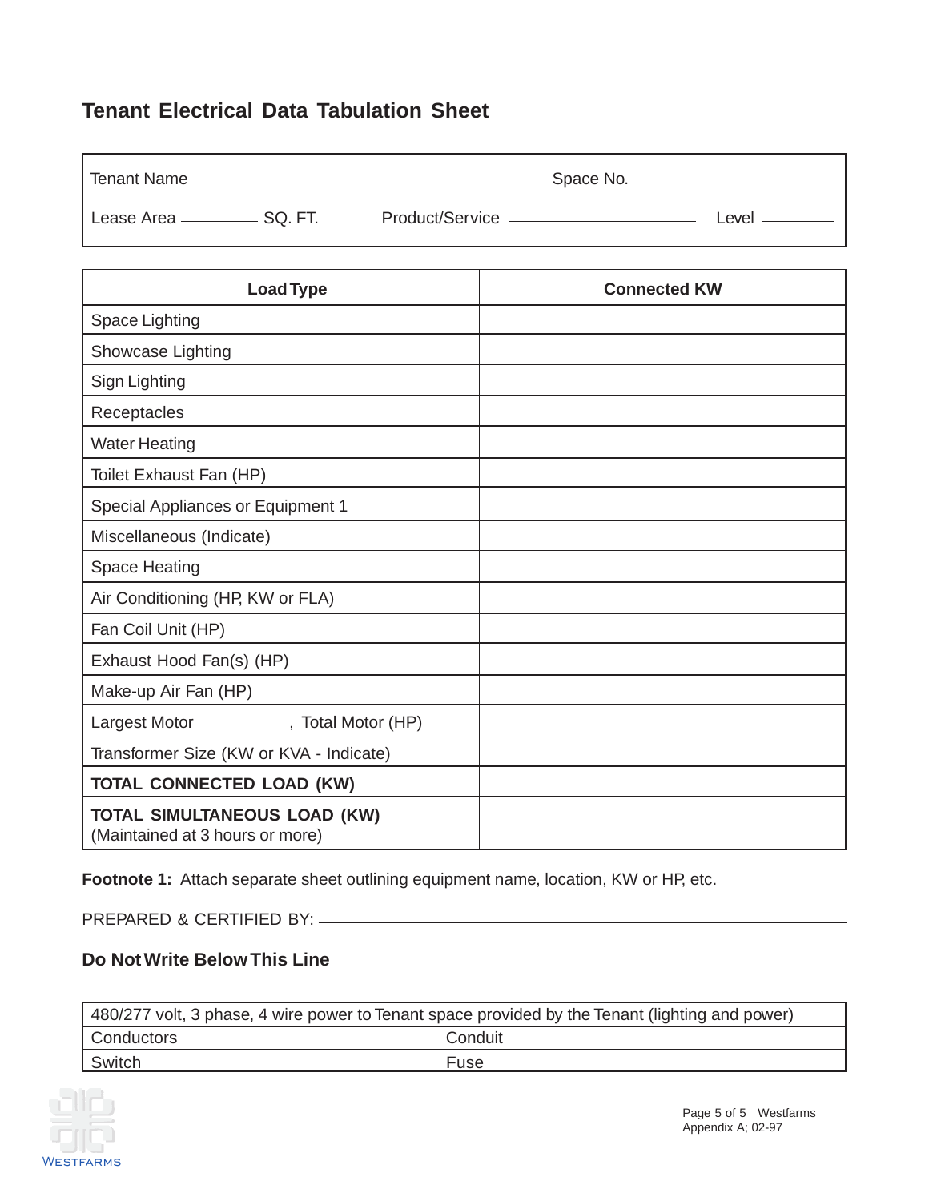## Tenant Electrical Data Tabulation Sheet

Tenant Name ______________________________ Space No. ____________________

Lease Area __________ SQ. FT. Product/Service ____________________ Level ________

| Load Type | Connected KW |
|---|---|
| Space Lighting | |
| Showcase Lighting | |
| Sign Lighting | |
| Receptacles | |
| Water Heating | |
| Toilet Exhaust Fan (HP) | |
| Special Appliances or Equipment 1 | |
| Miscellaneous (Indicate) | |
| Space Heating | |
| Air Conditioning (HP, KW or FLA) | |
| Fan Coil Unit (HP) | |
| Exhaust Hood Fan(s) (HP) | |
| Make-up Air Fan (HP) | |
| Largest Motor__________ , Total Motor (HP) | |
| Transformer Size (KW or KVA - Indicate) | |
| **TOTAL CONNECTED LOAD (KW)** | |
| **TOTAL SIMULTANEOUS LOAD (KW)** (Maintained at 3 hours or more) | |

**Footnote 1:** Attach separate sheet outlining equipment name, location, KW or HP, etc.

PREPARED & CERTIFIED BY: ______________________________

**Do Not Write Below This Line**

| 480/277 volt, 3 phase, 4 wire power to Tenant space provided by the Tenant (lighting and power) | |
|---|---|
| Conductors | Conduit |
| Switch | Fuse |

Westfarms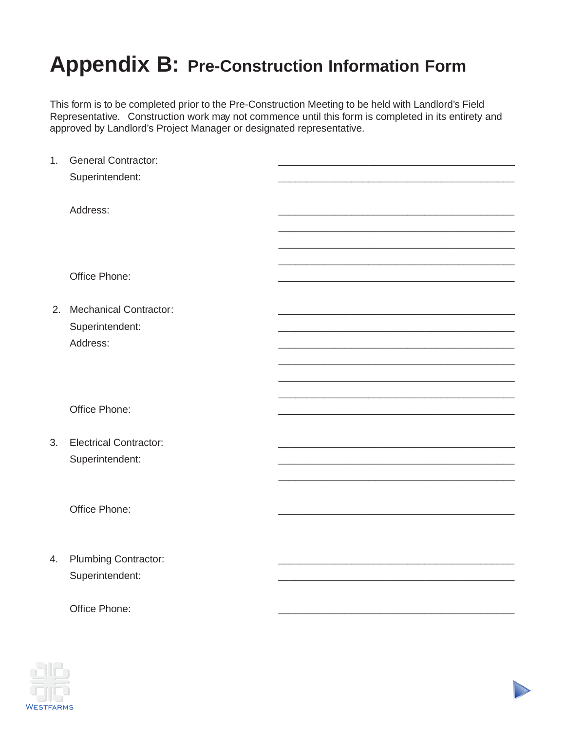# Appendix B: Pre-Construction Information Form

This form is to be completed prior to the Pre-Construction Meeting to be held with Landlord's Field Representative. Construction work may not commence until this form is completed in its entirety and approved by Landlord's Project Manager or designated representative.

1. General Contractor: ____________________________________________

   Superintendent: ____________________________________________

   Address: ____________________________________________

   ____________________________________________

   ____________________________________________

   ____________________________________________

   Office Phone: ____________________________________________

2. Mechanical Contractor: ____________________________________________

   Superintendent: ____________________________________________

   Address: ____________________________________________

   ____________________________________________

   ____________________________________________

   ____________________________________________

   Office Phone: ____________________________________________

3. Electrical Contractor: ____________________________________________

   Superintendent: ____________________________________________

   ____________________________________________

   Office Phone: ____________________________________________

4. Plumbing Contractor: ____________________________________________

   Superintendent: ____________________________________________

   Office Phone: ____________________________________________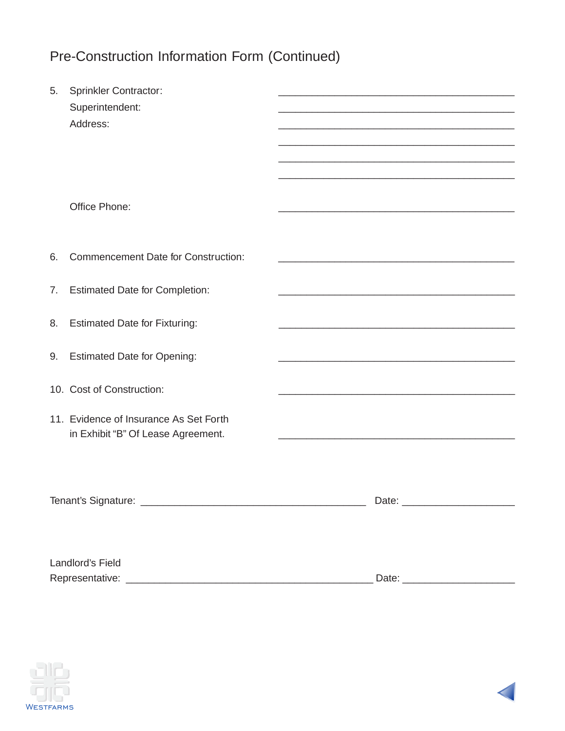## Pre-Construction Information Form (Continued)

5. Sprinkler Contractor: ________________________________________

   Superintendent: ________________________________________

   Address: ________________________________________

   ________________________________________

   ________________________________________

   ________________________________________

   Office Phone: ________________________________________

6. Commencement Date for Construction: ________________________________________

7. Estimated Date for Completion: ________________________________________

8. Estimated Date for Fixturing: ________________________________________

9. Estimated Date for Opening: ________________________________________

10. Cost of Construction: ________________________________________

11. Evidence of Insurance As Set Forth in Exhibit "B" Of Lease Agreement. ________________________________________

Tenant's Signature: ________________________________________ Date: ____________________

Landlord's Field Representative: ________________________________________ Date: ____________________

WESTFARMS